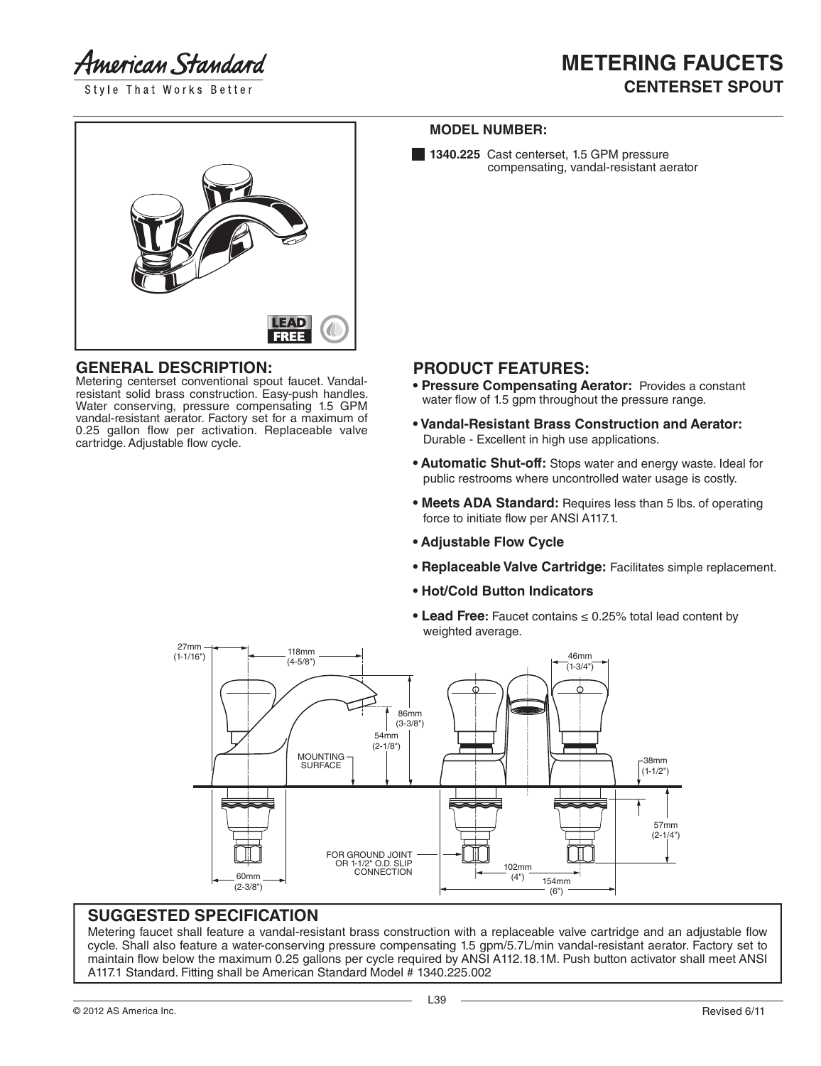American Standard

Style That Works Better

# METERING FAUCETS
## CENTERSET SPOUT

**MODEL NUMBER:**

- **1340.225** Cast centerset, 1.5 GPM pressure compensating, vandal-resistant aerator

LEAD FREE

## GENERAL DESCRIPTION:

Metering centerset conventional spout faucet. Vandal-resistant solid brass construction. Easy-push handles. Water conserving, pressure compensating 1.5 GPM vandal-resistant aerator. Factory set for a maximum of 0.25 gallon flow per activation. Replaceable valve cartridge. Adjustable flow cycle.

## PRODUCT FEATURES:

- **Pressure Compensating Aerator:** Provides a constant water flow of 1.5 gpm throughout the pressure range.
- **Vandal-Resistant Brass Construction and Aerator:** Durable - Excellent in high use applications.
- **Automatic Shut-off:** Stops water and energy waste. Ideal for public restrooms where uncontrolled water usage is costly.
- **Meets ADA Standard:** Requires less than 5 lbs. of operating force to initiate flow per ANSI A117.1.
- **Adjustable Flow Cycle**
- **Replaceable Valve Cartridge:** Facilitates simple replacement.
- **Hot/Cold Button Indicators**
- **Lead Free:** Faucet contains ≤ 0.25% total lead content by weighted average.

27mm (1-1/16")
118mm (4-5/8")
46mm (1-3/4")
86mm (3-3/8")
54mm (2-1/8")
MOUNTING SURFACE
38mm (1-1/2")
57mm (2-1/4")
FOR GROUND JOINT OR 1-1/2" O.D. SLIP CONNECTION
60mm (2-3/8")
102mm (4")
154mm (6")

## SUGGESTED SPECIFICATION

Metering faucet shall feature a vandal-resistant brass construction with a replaceable valve cartridge and an adjustable flow cycle. Shall also feature a water-conserving pressure compensating 1.5 gpm/5.7L/min vandal-resistant aerator. Factory set to maintain flow below the maximum 0.25 gallons per cycle required by ANSI A112.18.1M. Push button activator shall meet ANSI A117.1 Standard. Fitting shall be American Standard Model # 1340.225.002

© 2012 AS America Inc.

Revised 6/11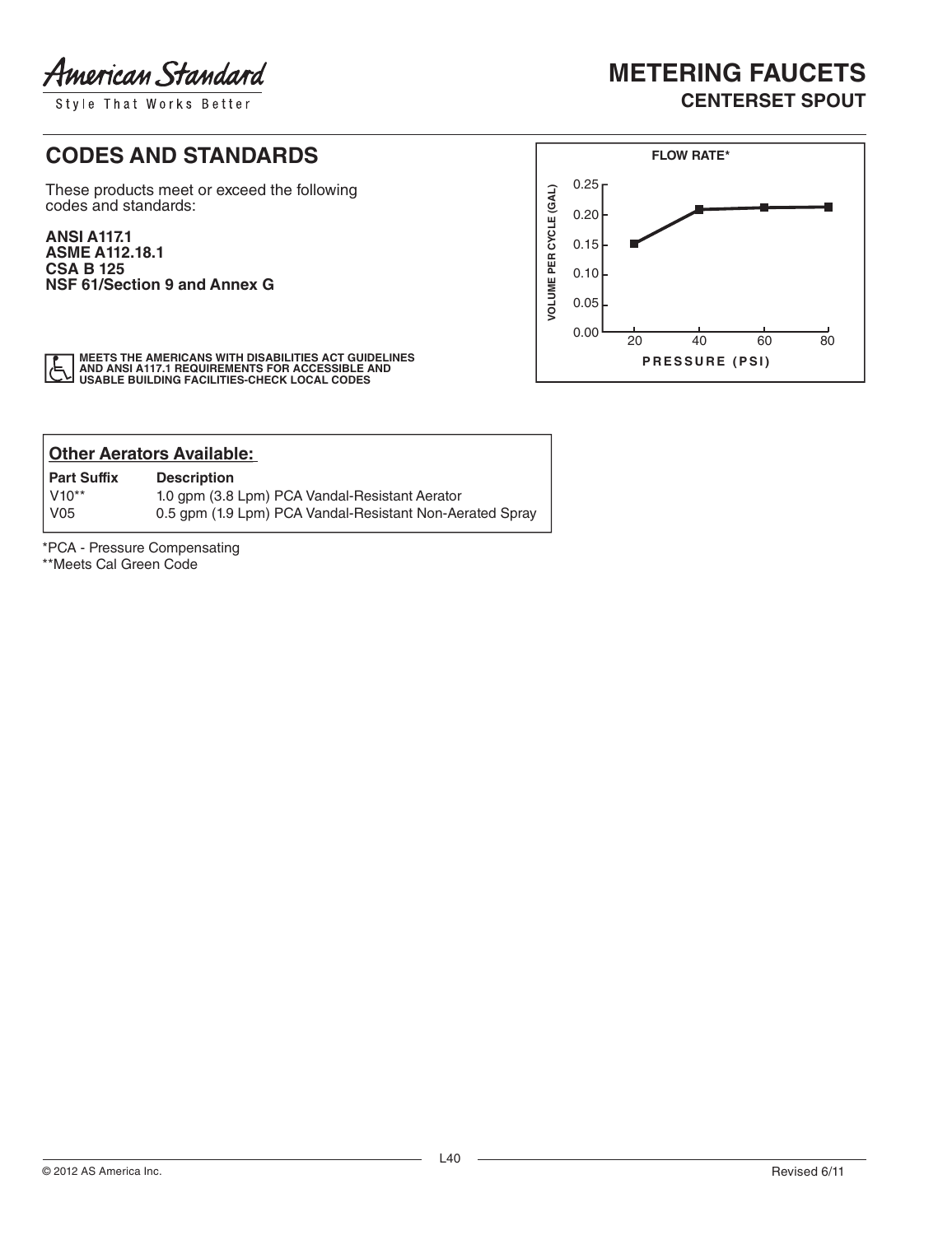## CODES AND STANDARDS

These products meet or exceed the following codes and standards:

**ANSI A117.1**
**ASME A112.18.1**
**CSA B 125**
**NSF 61/Section 9 and Annex G**

**MEETS THE AMERICANS WITH DISABILITIES ACT GUIDELINES AND ANSI A117.1 REQUIREMENTS FOR ACCESSIBLE AND USABLE BUILDING FACILITIES-CHECK LOCAL CODES**

FLOW RATE*

VOLUME PER CYCLE (GAL)

0.25
0.20
0.15
0.10
0.05
0.00

20 40 60 80

PRESSURE (PSI)

**Other Aerators Available:**

| Part Suffix | Description |
|---|---|
| V10** | 1.0 gpm (3.8 Lpm) PCA Vandal-Resistant Aerator |
| V05 | 0.5 gpm (1.9 Lpm) PCA Vandal-Resistant Non-Aerated Spray |

*PCA - Pressure Compensating
**Meets Cal Green Code

© 2012 AS America Inc.

Revised 6/11